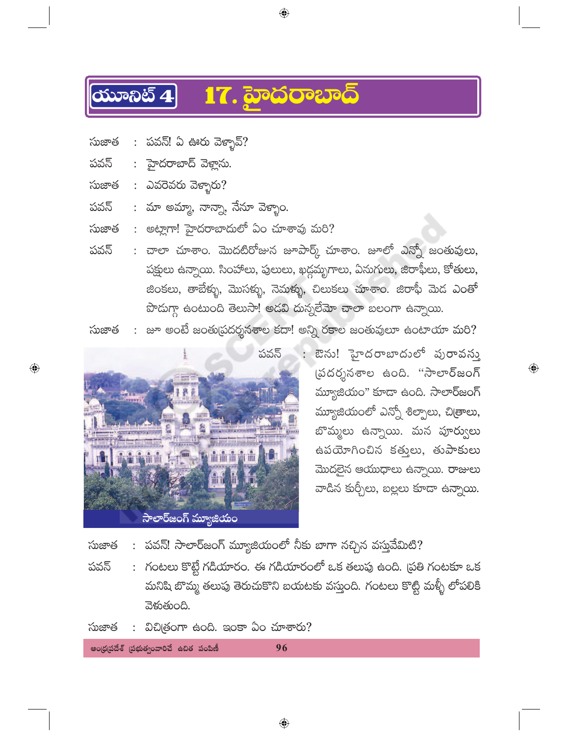# యూనిట్ 4 17. హైదరాబాద్

సుజాత : పవన్! ఏ ఊరు వెళ్ళావ్?

పవన్ : హైదరాబాద్ వెళ్లాను.

సుజాత : ఎవరెవరు వెళ్ళారు?

పవన్ : మా అమ్మా, నాన్నా, నేనూ వెళ్ళాం.

సుజాత : అట్లాగా! హైదరాబాదులో ఏం చూశావు మరి?

పవన్ : చాలా చూశాం. మొదటిరోజున జూపార్క్ చూశాం. జూలో ఎన్నో జంతువులు, పక్షులు ఉన్నాయి. సింహాలు, పులులు, ఖడ్గమృగాలు, ఏనుగులు, జిరాఫీలు, కోతులు, జింకలు, తాబేళ్ళు, మొసళ్ళు, నెమళ్ళు, చిలుకలు చూశాం. జిరాఫీ మెడ ఎంతో పొడుగ్గా ఉంటుంది తెలుసా! అడవి దున్నలేమో చాలా బలంగా ఉన్నాయి.

సుజాత : జూ అంటే జంతుప్రదర్శనశాల కదా! అన్ని రకాల జంతువులూ ఉంటాయా మరి?

పవన్ : ఔను! హైదరాబాదులో పురావస్తు ప్రదర్శనశాల ఉంది. "సాలార్‌జంగ్ మ్యూజియం" కూడా ఉంది. సాలార్‌జంగ్ మ్యూజియంలో ఎన్నో శిల్పాలు, చిత్రాలు, బొమ్మలు ఉన్నాయి. మన పూర్వులు ఉపయోగించిన కత్తులు, తుపాకులు మొదలైన ఆయుధాలు ఉన్నాయి. రాజులు వాడిన కుర్చీలు, బల్లలు కూడా ఉన్నాయి.

సాలార్‌జంగ్ మ్యూజియం

సుజాత : పవన్! సాలార్‌జంగ్ మ్యూజియంలో నీకు బాగా నచ్చిన వస్తువేమిటి?

పవన్ : గంటలు కొట్టే గడియారం. ఈ గడియారంలో ఒక తలుపు ఉంది. ప్రతి గంటకూ ఒక మనిషి బొమ్మ తలుపు తెరుచుకొని బయటకు వస్తుంది. గంటలు కొట్టి మళ్ళీ లోపలికి వెళుతుంది.

సుజాత : విచిత్రంగా ఉంది. ఇంకా ఏం చూశారు?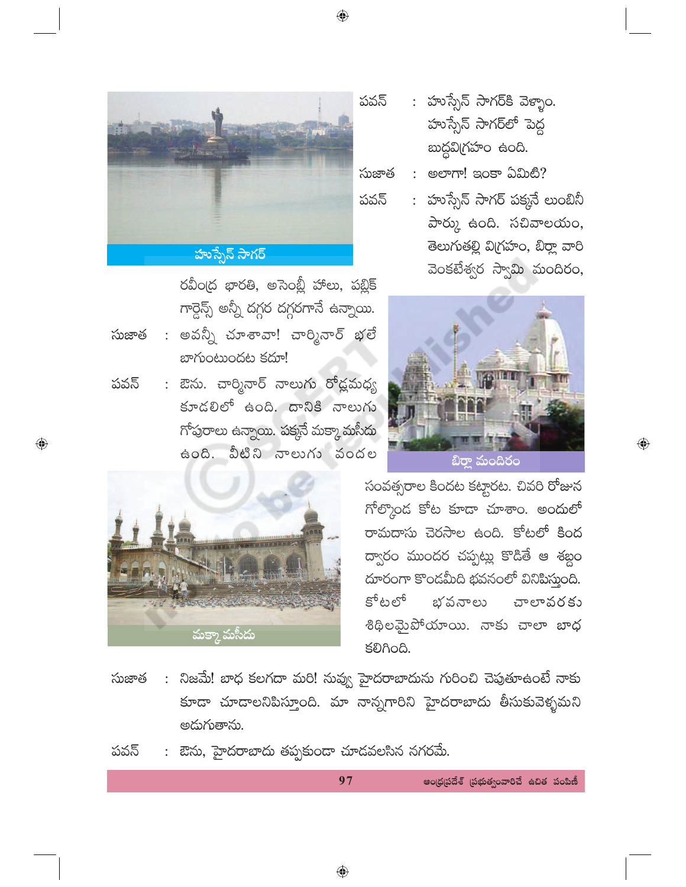పవన్ : హుస్సేన్ సాగర్‌కి వెళ్ళాం. హుస్సేన్ సాగర్‌లో పెద్ద బుద్ధవిగ్రహం ఉంది.

సుజాత : అలాగా! ఇంకా ఏమిటి?

పవన్ : హుస్సేన్ సాగర్ పక్కనే లుంబినీ పార్కు ఉంది. సచివాలయం, తెలుగుతల్లి విగ్రహం, బిర్లా వారి వెంకటేశ్వర స్వామి మందిరం, రవీంద్ర భారతి, అసెంబ్లీ హాలు, పబ్లిక్ గార్డెన్స్ అన్నీ దగ్గర దగ్గరగానే ఉన్నాయి.

హుస్సేన్ సాగర్

సుజాత : అవన్నీ చూశావా! చార్మినార్ భలే బాగుంటుందట కదూ!

పవన్ : ఔను. చార్మినార్ నాలుగు రోడ్లమధ్య కూడలిలో ఉంది. దానికి నాలుగు గోపురాలు ఉన్నాయి. పక్కనే మక్కా మసీదు ఉంది. వీటిని నాలుగు వందల సంవత్సరాల కిందట కట్టారట. చివరి రోజున గోల్కొండ కోట కూడా చూశాం. అందులో రామదాసు చెరసాల ఉంది. కోటలో కింద ద్వారం ముందర చప్పట్లు కొడితే ఆ శబ్దం దూరంగా కొండమీది భవనంలో వినిపిస్తుంది. కోటలో భవనాలు చాలావరకు శిథిలమైపోయాయి. నాకు చాలా బాధ కలిగింది.

బిర్లా మందిరం

మక్కా మసీదు

సుజాత : నిజమే! బాధ కలగదా మరి! నువ్వు హైదరాబాదును గురించి చెపుతూఉంటే నాకు కూడా చూడాలనిపిస్తూంది. మా నాన్నగారిని హైదరాబాదు తీసుకువెళ్ళమని అడుగుతాను.

పవన్ : ఔను, హైదరాబాదు తప్పకుండా చూడవలసిన నగరమే.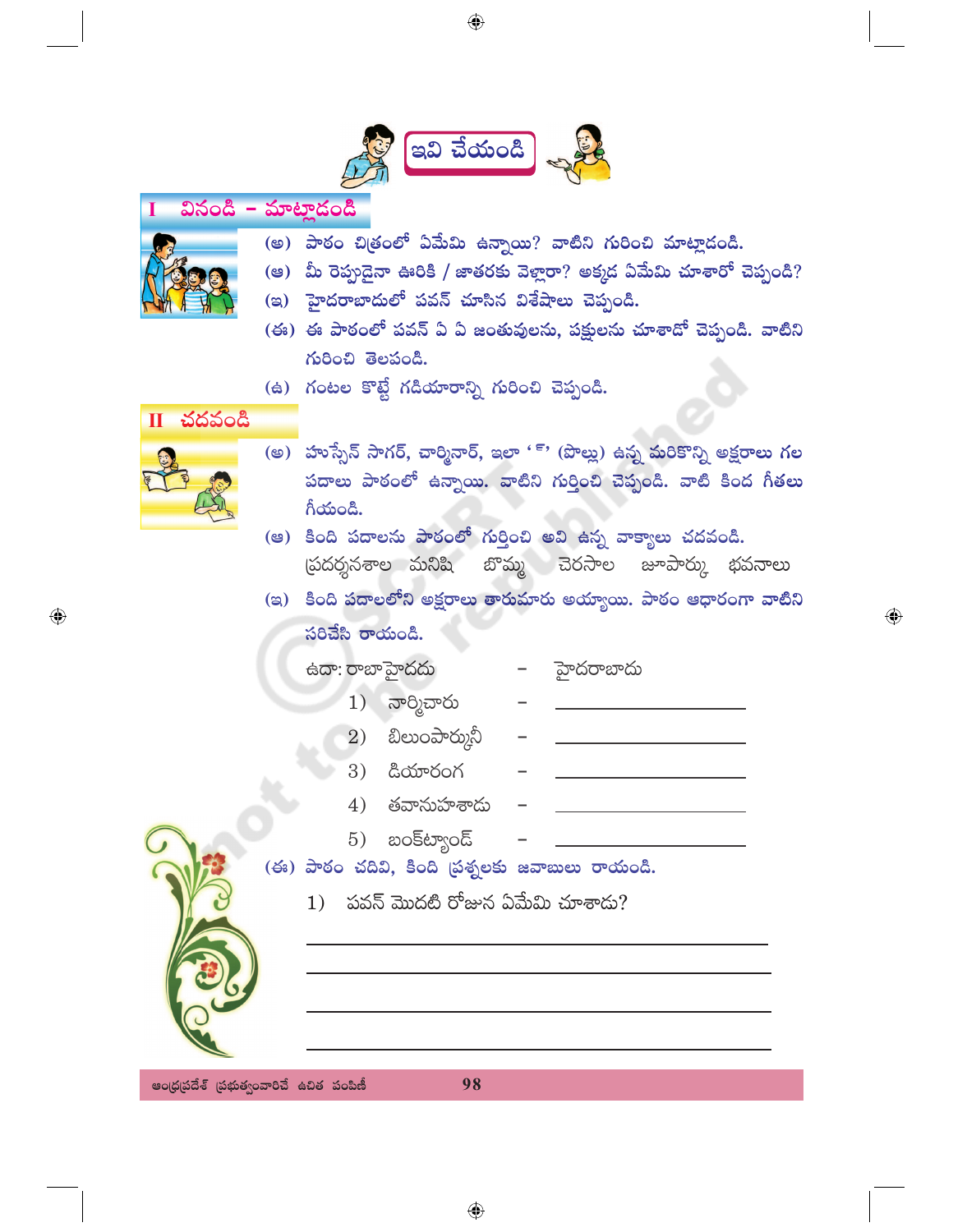## ఇవి చేయండి

### I వినండి - మాట్లాడండి

(అ) పాఠం చిత్రంలో ఏమేమి ఉన్నాయి? వాటిని గురించి మాట్లాడండి.

(ఆ) మీ రెప్పుడైనా ఊరికి / జాతరకు వెళ్లారా? అక్కడ ఏమేమి చూశారో చెప్పండి?

(ఇ) హైదరాబాదులో పవన్ చూసిన విశేషాలు చెప్పండి.

(ఈ) ఈ పాఠంలో పవన్ ఏ ఏ జంతువులను, పక్షులను చూశాడో చెప్పండి. వాటిని గురించి తెలపండి.

(ఉ) గంటల కొట్టే గడియారాన్ని గురించి చెప్పండి.

### II చదవండి

(అ) హుస్సేన్ సాగర్, చార్మినార్, ఇలా '  ్ ' (పొల్లు) ఉన్న మరికొన్ని అక్షరాలు గల పదాలు పాఠంలో ఉన్నాయి. వాటిని గుర్తించి చెప్పండి. వాటి కింద గీతలు గీయండి.

(ఆ) కింది పదాలను పాఠంలో గుర్తించి అవి ఉన్న వాక్యాలు చదవండి.

ప్రదర్శనశాల   మనిషి   బొమ్మ   చెరసాల   జూపార్కు   భవనాలు

(ఇ) కింది పదాలలోని అక్షరాలు తారుమారు అయ్యాయి. పాఠం ఆధారంగా వాటిని సరిచేసి రాయండి.

ఉదా: రాబాహైదదు – హైదరాబాదు

1) నార్మిచారు – ________

2) బిలుంపార్కునీ – ________

3) డియారంగ – ________

4) తవానుహశాదు – ________

5) బంక్‌ట్యాండ్ – ________

(ఈ) పాఠం చదివి, కింది ప్రశ్నలకు జవాబులు రాయండి.

1) పవన్ మొదటి రోజున ఏమేమి చూశాడు?

________

________

________

________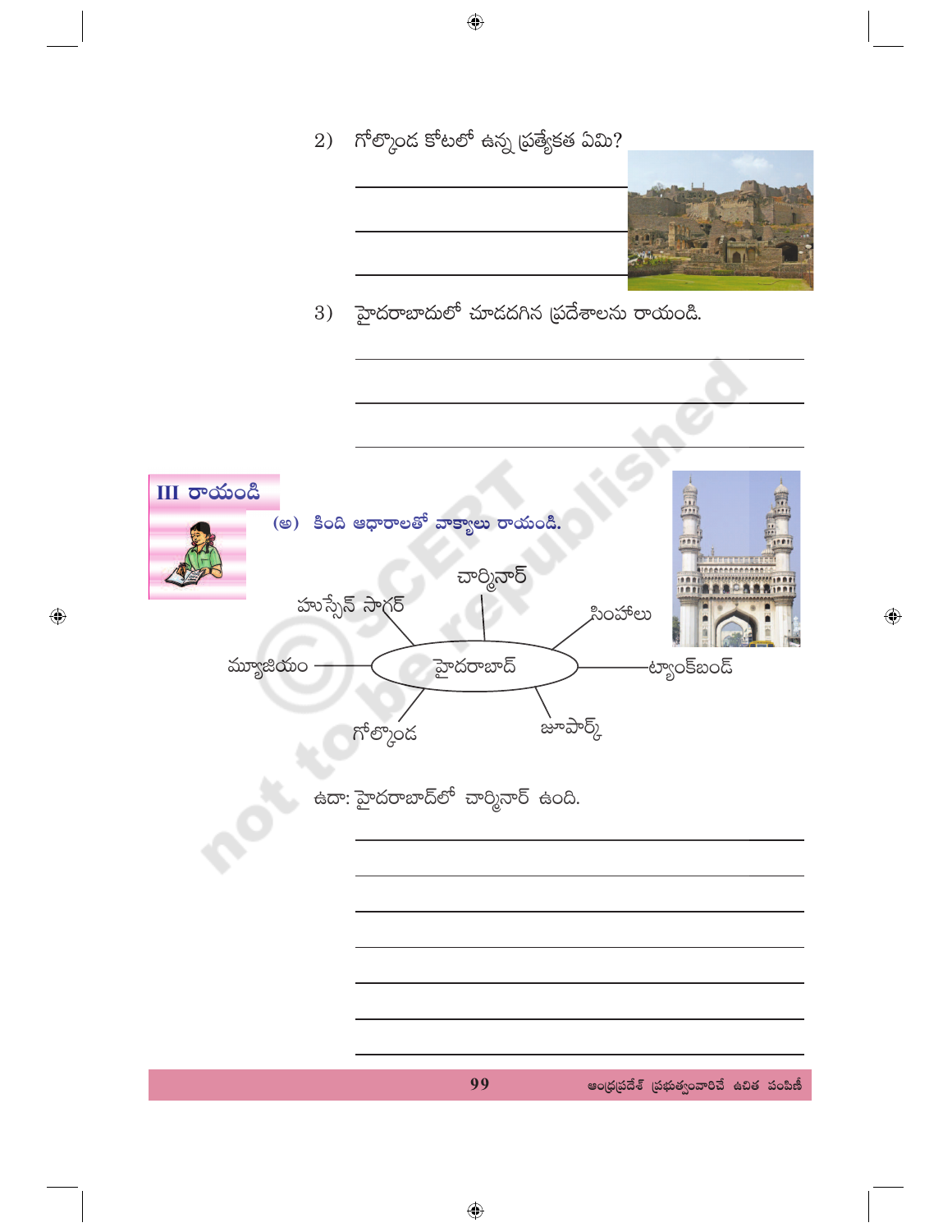2) గోల్కొండ కోటలో ఉన్న ప్రత్యేకత ఏమి?

______________________________

______________________________

______________________________

3) హైదరాబాదులో చూడదగిన ప్రదేశాలను రాయండి.

______________________________

______________________________

______________________________

## III రాయండి

**(అ) కింది ఆధారాలతో వాక్యాలు రాయండి.**

హైదరాబాద్: చార్మినార్, హుస్సేన్ సాగర్, సింహాలు, మ్యూజియం, ట్యాంక్‌బండ్, గోల్కొండ, జూపార్క్

ఉదా: హైదరాబాద్‌లో చార్మినార్ ఉంది.

______________________________

______________________________

______________________________

______________________________

______________________________

______________________________

______________________________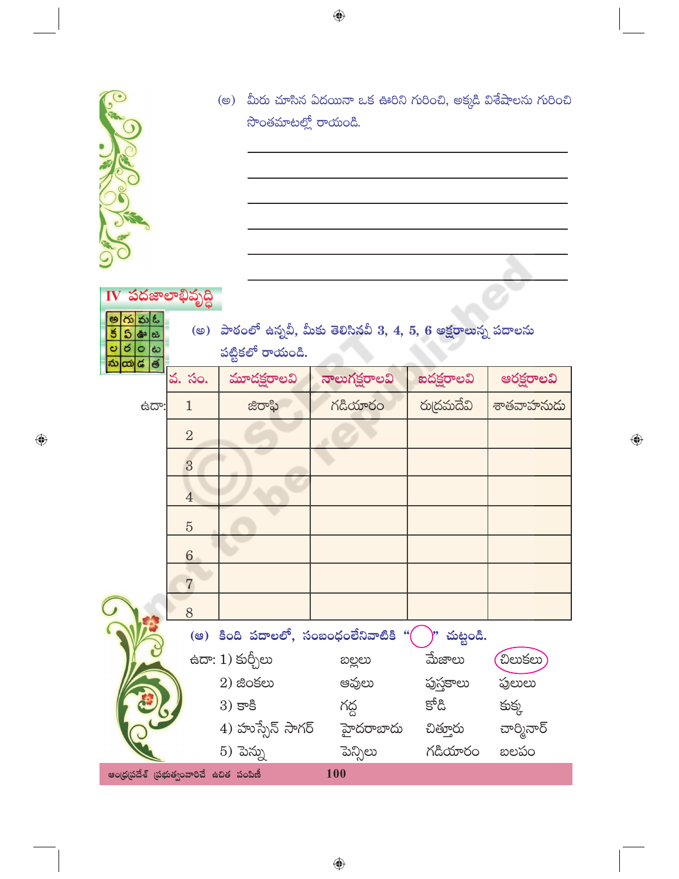(అ) మీరు చూసిన ఏదయినా ఒక ఊరిని గురించి, అక్కడి విశేషాలను గురించి సొంతమాటల్లో రాయండి.

______________________________________________

______________________________________________

______________________________________________

______________________________________________

______________________________________________

## IV పదజాలాభివృద్ధి

(అ) పాఠంలో ఉన్నవీ, మీకు తెలిసినవీ 3, 4, 5, 6 అక్షరాలున్న పదాలను పట్టికలో రాయండి.

| | వ. సం. | మూడక్షరాలవి | నాలుగక్షరాలవి | ఐదక్షరాలవి | ఆరక్షరాలవి |
|---|---|---|---|---|---|
| ఉదా: | 1 | జిరాఫీ | గడియారం | రుద్రమదేవి | శాతవాహనుడు |
| | 2 | | | | |
| | 3 | | | | |
| | 4 | | | | |
| | 5 | | | | |
| | 6 | | | | |
| | 7 | | | | |
| | 8 | | | | |

(ఆ) కింది పదాలలో, సంబంధంలేనివాటికి "◯" చుట్టండి.

| | | | |
|---|---|---|---|
| ఉదా: 1) కుర్చీలు | బల్లలు | మేజాలు | (చిలుకలు) |
| 2) జింకలు | ఆవులు | పుస్తకాలు | పులులు |
| 3) కాకి | గద్ద | కోడి | కుక్క |
| 4) హుస్సేన్ సాగర్ | హైదరాబాదు | చిత్తూరు | చార్మినార్ |
| 5) పెన్ను | పెన్సిలు | గడియారం | బలపం |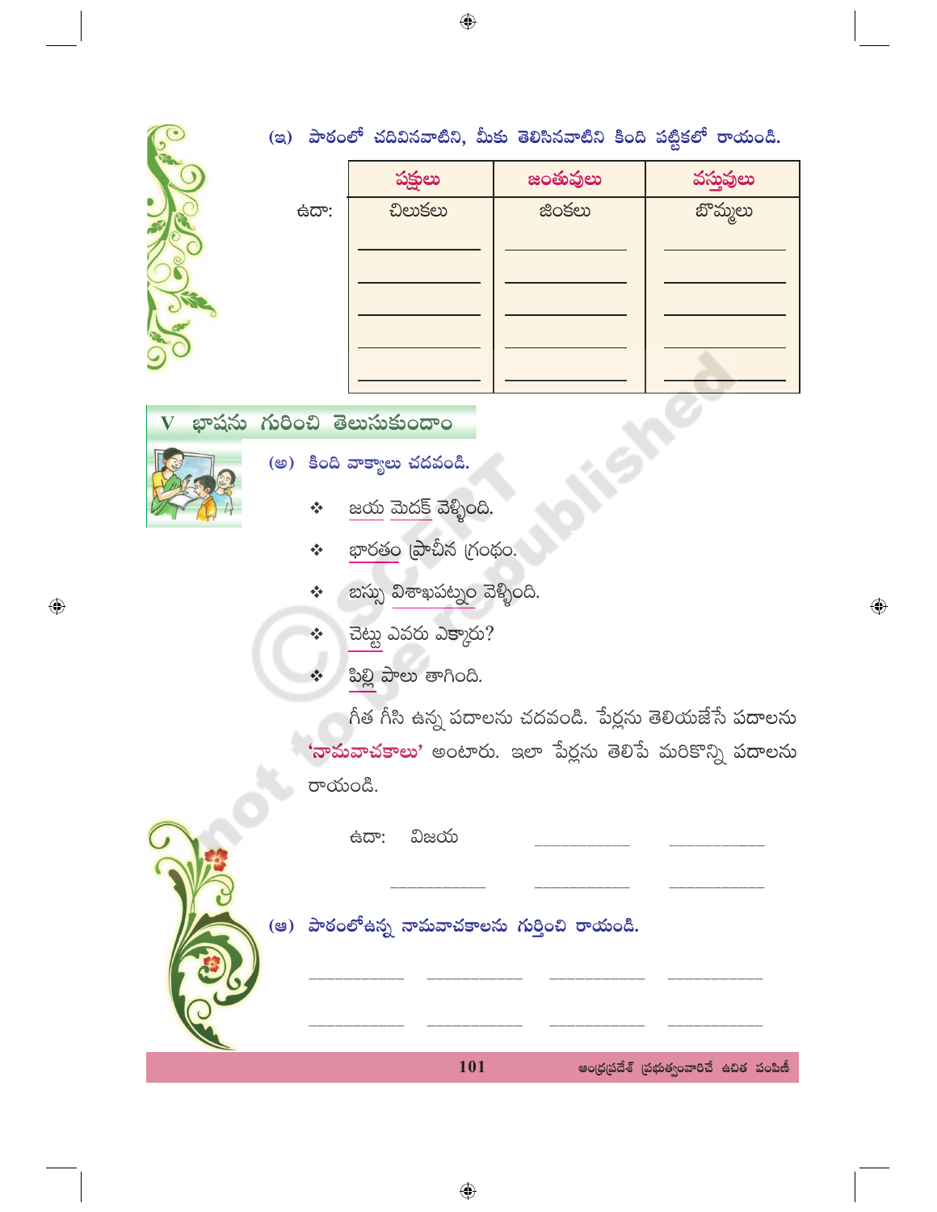(ఇ) పాఠంలో చదివినవాటిని, మీకు తెలిసినవాటిని కింది పట్టికలో రాయండి.

| | పక్షులు | జంతువులు | వస్తువులు |
|---|---|---|---|
| ఉదా: | చిలుకలు | జింకలు | బొమ్మలు |
| | ____________ | ____________ | ____________ |
| | ____________ | ____________ | ____________ |
| | ____________ | ____________ | ____________ |
| | ____________ | ____________ | ____________ |
| | ____________ | ____________ | ____________ |

## V భాషను గురించి తెలుసుకుందాం

(అ) కింది వాక్యాలు చదవండి.

❖ జయ మెదక్ వెళ్ళింది.

❖ భారతం ప్రాచీన గ్రంథం.

❖ బస్సు విశాఖపట్నం వెళ్ళింది.

❖ చెట్టు ఎవరు ఎక్కారు?

❖ పిల్లి పాలు తాగింది.

గీత గీసి ఉన్న పదాలను చదవండి. పేర్లను తెలియజేసే పదాలను **'నామవాచకాలు'** అంటారు. ఇలా పేర్లను తెలిపే మరికొన్ని పదాలను రాయండి.

ఉదా: విజయ ____________ ____________

____________ ____________ ____________

(ఆ) పాఠంలోఉన్న నామవాచకాలను గుర్తించి రాయండి.

____________ ____________ ____________ ____________

____________ ____________ ____________ ____________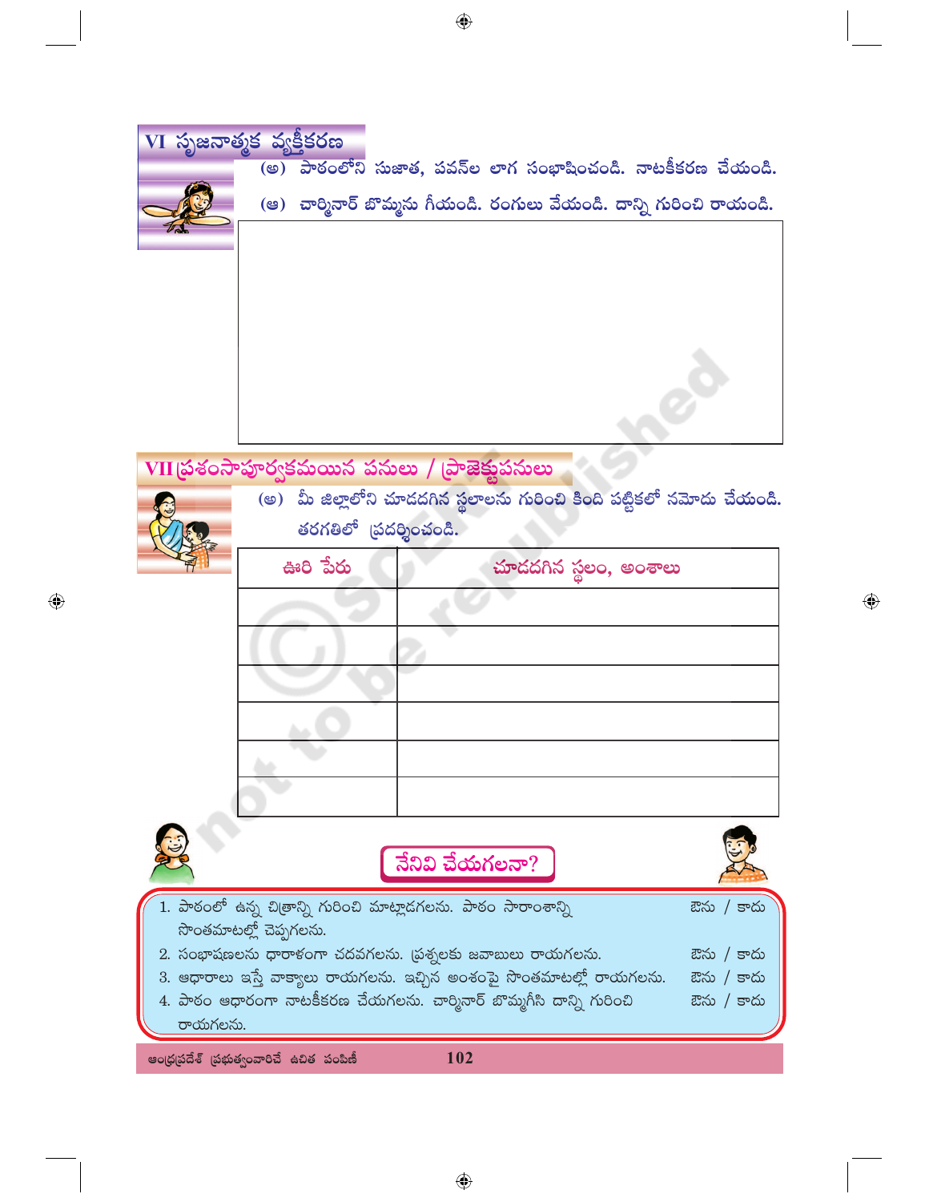## VI సృజనాత్మక వ్యక్తీకరణ

(అ) పాఠంలోని సుజాత, పవన్‌ల లాగ సంభాషించండి. నాటకీకరణ చేయండి.

(ఆ) చార్మినార్ బొమ్మను గీయండి. రంగులు వేయండి. దాన్ని గురించి రాయండి.

## VII ప్రశంసాపూర్వకమయిన పనులు / ప్రాజెక్టుపనులు

(అ) మీ జిల్లాలోని చూడదగిన స్థలాలను గురించి కింది పట్టికలో నమోదు చేయండి. తరగతిలో ప్రదర్శించండి.

| ఊరి పేరు | చూడదగిన స్థలం, అంశాలు |
|---|---|
| | |
| | |
| | |
| | |
| | |
| | |

### నేనివి చేయగలనా?

1. పాఠంలో ఉన్న చిత్రాన్ని గురించి మాట్లాడగలను. పాఠం సారాంశాన్ని సొంతమాటల్లో చెప్పగలను. — ఔను / కాదు
2. సంభాషణలను ధారాళంగా చదవగలను. ప్రశ్నలకు జవాబులు రాయగలను. — ఔను / కాదు
3. ఆధారాలు ఇస్తే వాక్యాలు రాయగలను. ఇచ్చిన అంశంపై సొంతమాటల్లో రాయగలను. — ఔను / కాదు
4. పాఠం ఆధారంగా నాటకీకరణ చేయగలను. చార్మినార్ బొమ్మగీసి దాన్ని గురించి రాయగలను. — ఔను / కాదు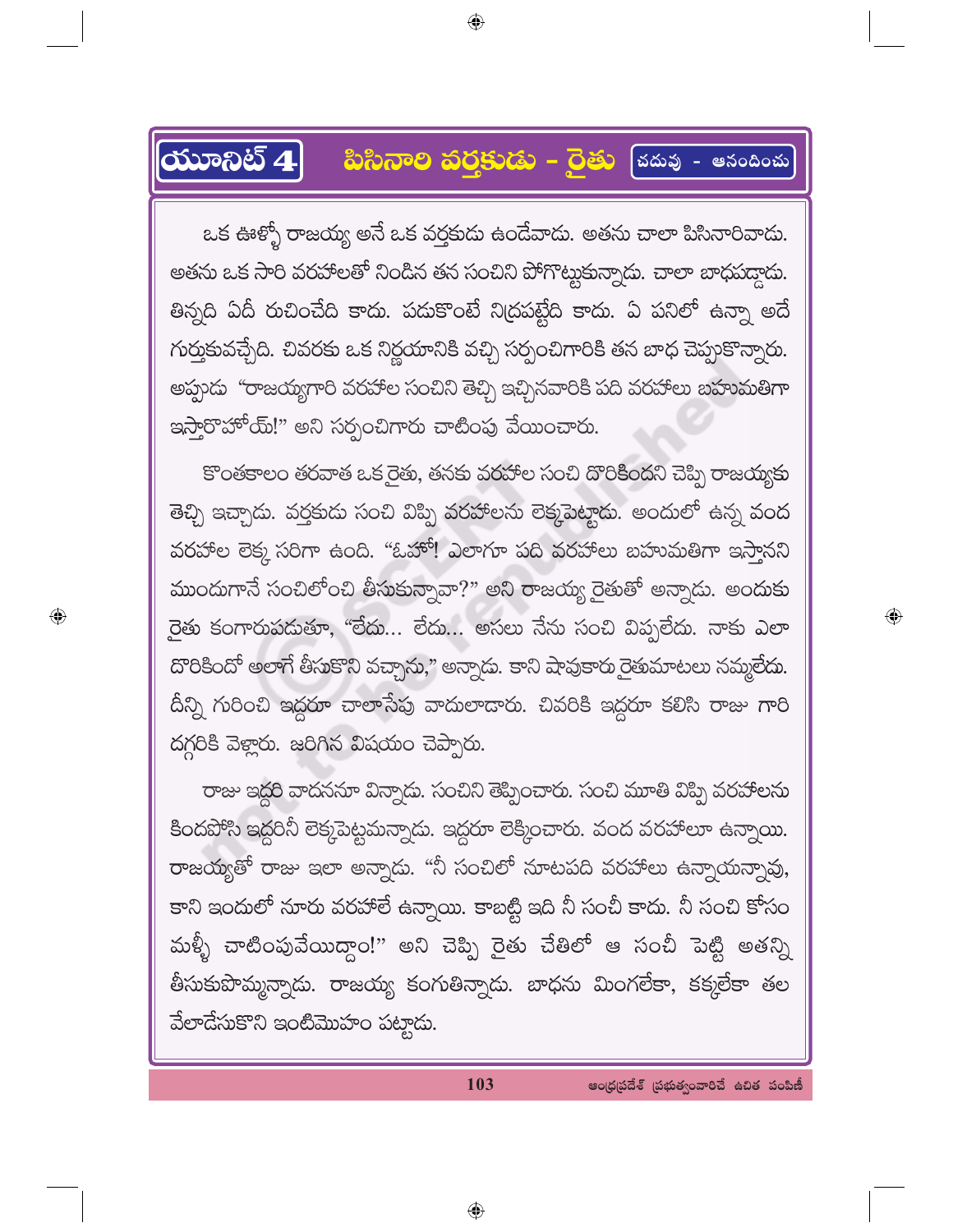# యూనిట్ 4 పిసినారి వర్తకుడు - రైతు

**చదువు - ఆనందించు**

ఒక ఊళ్ళో రాజయ్య అనే ఒక వర్తకుడు ఉండేవాడు. అతను చాలా పిసినారివాడు. అతను ఒక సారి వరహాలతో నిండిన తన సంచిని పోగొట్టుకున్నాడు. చాలా బాధపడ్డాడు. తిన్నది ఏదీ రుచించేది కాదు. పడుకొంటే నిద్రపట్టేది కాదు. ఏ పనిలో ఉన్నా అదే గుర్తుకువచ్చేది. చివరకు ఒక నిర్ణయానికి వచ్చి సర్పంచిగారికి తన బాధ చెప్పుకొన్నారు. అప్పుడు "రాజయ్యగారి వరహాల సంచిని తెచ్చి ఇచ్చినవారికి పది వరహాలు బహుమతిగా ఇస్తారొహోయ్!" అని సర్పంచిగారు చాటింపు వేయించారు.

కొంతకాలం తరవాత ఒక రైతు, తనకు వరహాల సంచి దొరికిందని చెప్పి రాజయ్యకు తెచ్చి ఇచ్చాడు. వర్తకుడు సంచి విప్పి వరహాలను లెక్కపెట్టాడు. అందులో ఉన్న వంద వరహాల లెక్క సరిగా ఉంది. "ఓహో! ఎలాగూ పది వరహాలు బహుమతిగా ఇస్తానని ముందుగానే సంచిలోంచి తీసుకున్నావా?" అని రాజయ్య రైతుతో అన్నాడు. అందుకు రైతు కంగారుపడుతూ, "లేదు... లేదు... అసలు నేను సంచి విప్పలేదు. నాకు ఎలా దొరికిందో అలాగే తీసుకొని వచ్చాను," అన్నాడు. కాని షావుకారు రైతుమాటలు నమ్మలేదు. దీన్ని గురించి ఇద్దరూ చాలాసేపు వాదులాడారు. చివరికి ఇద్దరూ కలిసి రాజు గారి దగ్గరికి వెళ్లారు. జరిగిన విషయం చెప్పారు.

రాజు ఇద్దరి వాదననూ విన్నాడు. సంచిని తెప్పించారు. సంచి మూతి విప్పి వరహాలను కిందపోసి ఇద్దరినీ లెక్కపెట్టమన్నాడు. ఇద్దరూ లెక్కించారు. వంద వరహాలూ ఉన్నాయి. రాజయ్యతో రాజు ఇలా అన్నాడు. "నీ సంచిలో నూటపది వరహాలు ఉన్నాయన్నావు, కాని ఇందులో నూరు వరహాలే ఉన్నాయి. కాబట్టి ఇది నీ సంచీ కాదు. నీ సంచి కోసం మళ్ళీ చాటింపువేయిద్దాం!" అని చెప్పి రైతు చేతిలో ఆ సంచీ పెట్టి అతన్ని తీసుకుపొమ్మన్నాడు. రాజయ్య కంగుతిన్నాడు. బాధను మింగలేకా, కక్కలేకా తల వేలాడేసుకొని ఇంటిమొహం పట్టాడు.